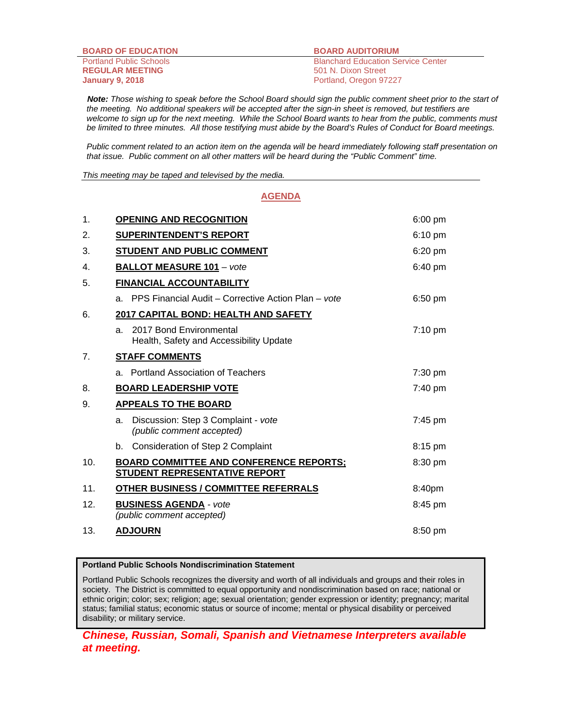**BOARD OF EDUCATION**
Portland Public Schools
**REGULAR MEETING**
**January 9, 2018**

**BOARD AUDITORIUM**
Blanchard Education Service Center
501 N. Dixon Street
Portland, Oregon 97227

***Note:*** *Those wishing to speak before the School Board should sign the public comment sheet prior to the start of the meeting. No additional speakers will be accepted after the sign-in sheet is removed, but testifiers are welcome to sign up for the next meeting. While the School Board wants to hear from the public, comments must be limited to three minutes. All those testifying must abide by the Board's Rules of Conduct for Board meetings.*

*Public comment related to an action item on the agenda will be heard immediately following staff presentation on that issue. Public comment on all other matters will be heard during the "Public Comment" time.*

*This meeting may be taped and televised by the media.*

## AGENDA

| | | |
|---|---|---|
| 1. | **OPENING AND RECOGNITION** | 6:00 pm |
| 2. | **SUPERINTENDENT'S REPORT** | 6:10 pm |
| 3. | **STUDENT AND PUBLIC COMMENT** | 6:20 pm |
| 4. | **BALLOT MEASURE 101** – *vote* | 6:40 pm |
| 5. | **FINANCIAL ACCOUNTABILITY** | |
| | a. PPS Financial Audit – Corrective Action Plan – *vote* | 6:50 pm |
| 6. | **2017 CAPITAL BOND: HEALTH AND SAFETY** | |
| | a. 2017 Bond Environmental Health, Safety and Accessibility Update | 7:10 pm |
| 7. | **STAFF COMMENTS** | |
| | a. Portland Association of Teachers | 7:30 pm |
| 8. | **BOARD LEADERSHIP VOTE** | 7:40 pm |
| 9. | **APPEALS TO THE BOARD** | |
| | a. Discussion: Step 3 Complaint - *vote* *(public comment accepted)* | 7:45 pm |
| | b. Consideration of Step 2 Complaint | 8:15 pm |
| 10. | **BOARD COMMITTEE AND CONFERENCE REPORTS; STUDENT REPRESENTATIVE REPORT** | 8:30 pm |
| 11. | **OTHER BUSINESS / COMMITTEE REFERRALS** | 8:40pm |
| 12. | **BUSINESS AGENDA** - *vote* *(public comment accepted)* | 8:45 pm |
| 13. | **ADJOURN** | 8:50 pm |

**Portland Public Schools Nondiscrimination Statement**

Portland Public Schools recognizes the diversity and worth of all individuals and groups and their roles in society. The District is committed to equal opportunity and nondiscrimination based on race; national or ethnic origin; color; sex; religion; age; sexual orientation; gender expression or identity; pregnancy; marital status; familial status; economic status or source of income; mental or physical disability or perceived disability; or military service.

***Chinese, Russian, Somali, Spanish and Vietnamese Interpreters available at meeting.***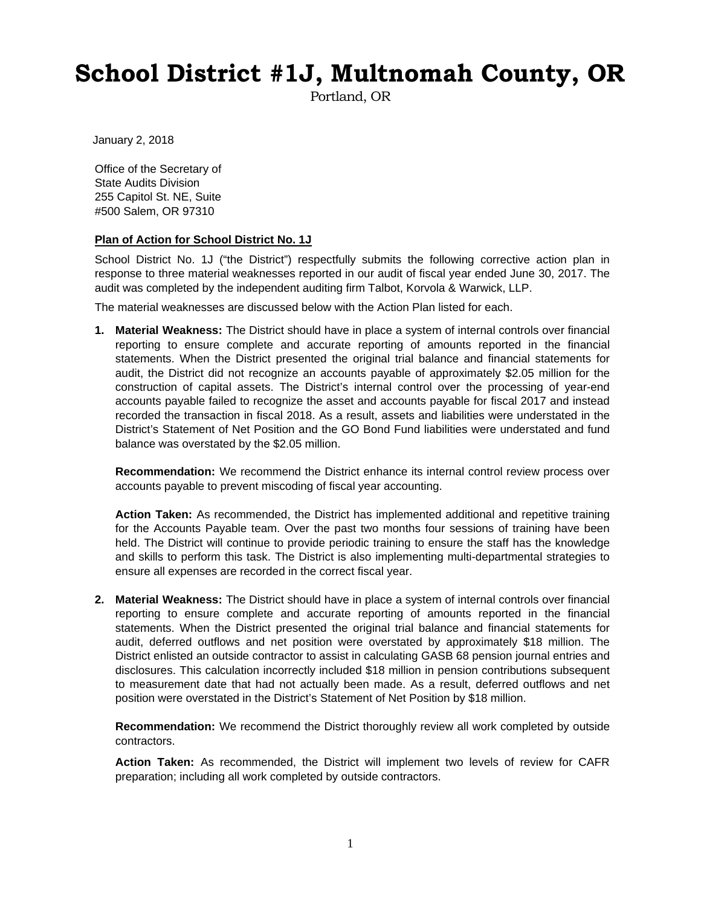# School District #1J, Multnomah County, OR

Portland, OR

January 2, 2018

Office of the Secretary of
State Audits Division
255 Capitol St. NE, Suite
#500 Salem, OR 97310

**Plan of Action for School District No. 1J**

School District No. 1J ("the District") respectfully submits the following corrective action plan in response to three material weaknesses reported in our audit of fiscal year ended June 30, 2017. The audit was completed by the independent auditing firm Talbot, Korvola & Warwick, LLP.

The material weaknesses are discussed below with the Action Plan listed for each.

1. **Material Weakness:** The District should have in place a system of internal controls over financial reporting to ensure complete and accurate reporting of amounts reported in the financial statements. When the District presented the original trial balance and financial statements for audit, the District did not recognize an accounts payable of approximately $2.05 million for the construction of capital assets. The District's internal control over the processing of year-end accounts payable failed to recognize the asset and accounts payable for fiscal 2017 and instead recorded the transaction in fiscal 2018. As a result, assets and liabilities were understated in the District's Statement of Net Position and the GO Bond Fund liabilities were understated and fund balance was overstated by the $2.05 million.

   **Recommendation:** We recommend the District enhance its internal control review process over accounts payable to prevent miscoding of fiscal year accounting.

   **Action Taken:** As recommended, the District has implemented additional and repetitive training for the Accounts Payable team. Over the past two months four sessions of training have been held. The District will continue to provide periodic training to ensure the staff has the knowledge and skills to perform this task. The District is also implementing multi-departmental strategies to ensure all expenses are recorded in the correct fiscal year.

2. **Material Weakness:** The District should have in place a system of internal controls over financial reporting to ensure complete and accurate reporting of amounts reported in the financial statements. When the District presented the original trial balance and financial statements for audit, deferred outflows and net position were overstated by approximately $18 million. The District enlisted an outside contractor to assist in calculating GASB 68 pension journal entries and disclosures. This calculation incorrectly included $18 million in pension contributions subsequent to measurement date that had not actually been made. As a result, deferred outflows and net position were overstated in the District's Statement of Net Position by $18 million.

   **Recommendation:** We recommend the District thoroughly review all work completed by outside contractors.

   **Action Taken:** As recommended, the District will implement two levels of review for CAFR preparation; including all work completed by outside contractors.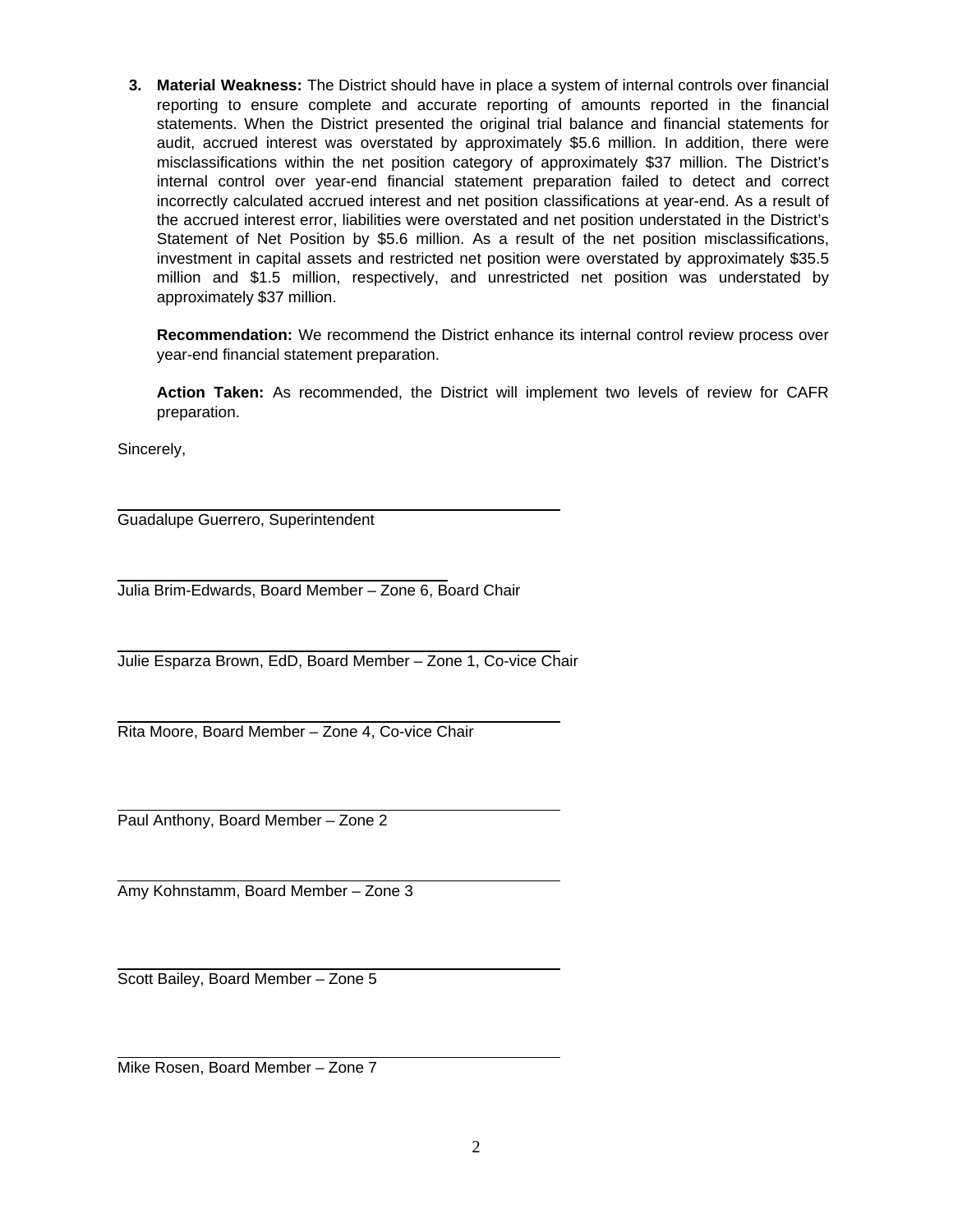3. **Material Weakness:** The District should have in place a system of internal controls over financial reporting to ensure complete and accurate reporting of amounts reported in the financial statements. When the District presented the original trial balance and financial statements for audit, accrued interest was overstated by approximately $5.6 million. In addition, there were misclassifications within the net position category of approximately $37 million. The District's internal control over year-end financial statement preparation failed to detect and correct incorrectly calculated accrued interest and net position classifications at year-end. As a result of the accrued interest error, liabilities were overstated and net position understated in the District's Statement of Net Position by $5.6 million. As a result of the net position misclassifications, investment in capital assets and restricted net position were overstated by approximately $35.5 million and $1.5 million, respectively, and unrestricted net position was understated by approximately $37 million.

   **Recommendation:** We recommend the District enhance its internal control review process over year-end financial statement preparation.

   **Action Taken:** As recommended, the District will implement two levels of review for CAFR preparation.

Sincerely,

Guadalupe Guerrero, Superintendent

Julia Brim-Edwards, Board Member – Zone 6, Board Chair

Julie Esparza Brown, EdD, Board Member – Zone 1, Co-vice Chair

Rita Moore, Board Member – Zone 4, Co-vice Chair

Paul Anthony, Board Member – Zone 2

Amy Kohnstamm, Board Member – Zone 3

Scott Bailey, Board Member – Zone 5

Mike Rosen, Board Member – Zone 7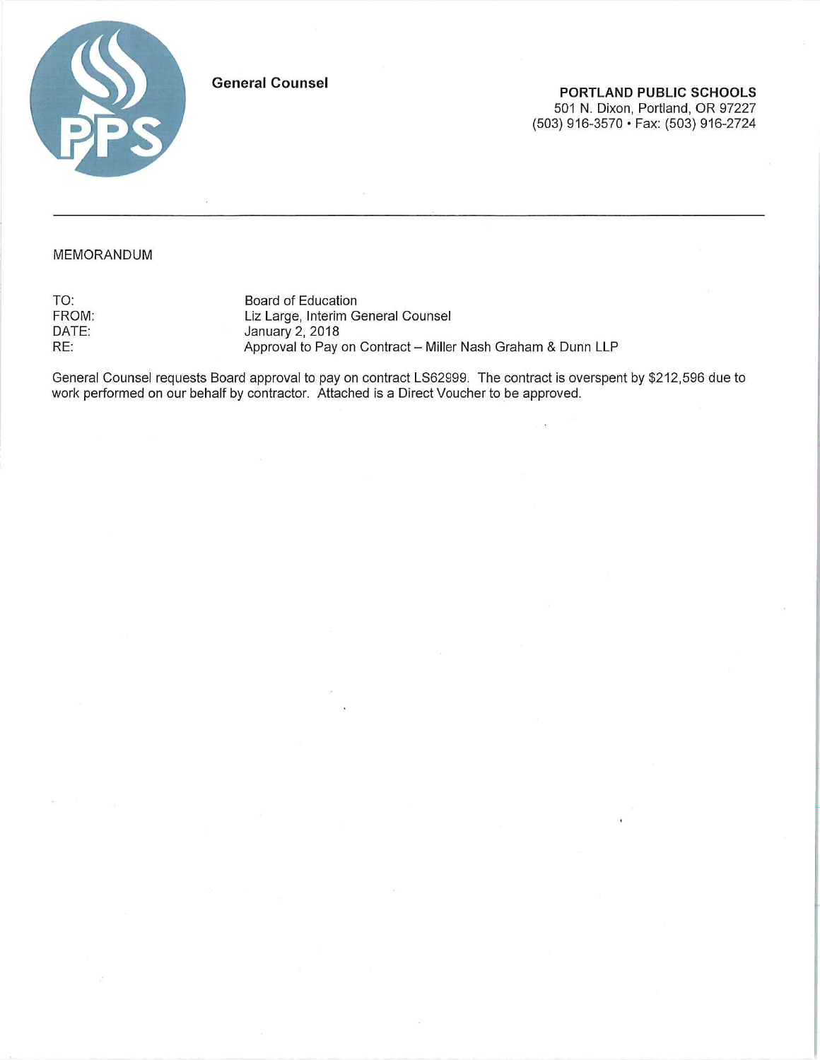General Counsel

**PORTLAND PUBLIC SCHOOLS**
501 N. Dixon, Portland, OR 97227
(503) 916-3570 • Fax: (503) 916-2724

---

MEMORANDUM

TO: Board of Education
FROM: Liz Large, Interim General Counsel
DATE: January 2, 2018
RE: Approval to Pay on Contract – Miller Nash Graham & Dunn LLP

General Counsel requests Board approval to pay on contract LS62999. The contract is overspent by $212,596 due to work performed on our behalf by contractor. Attached is a Direct Voucher to be approved.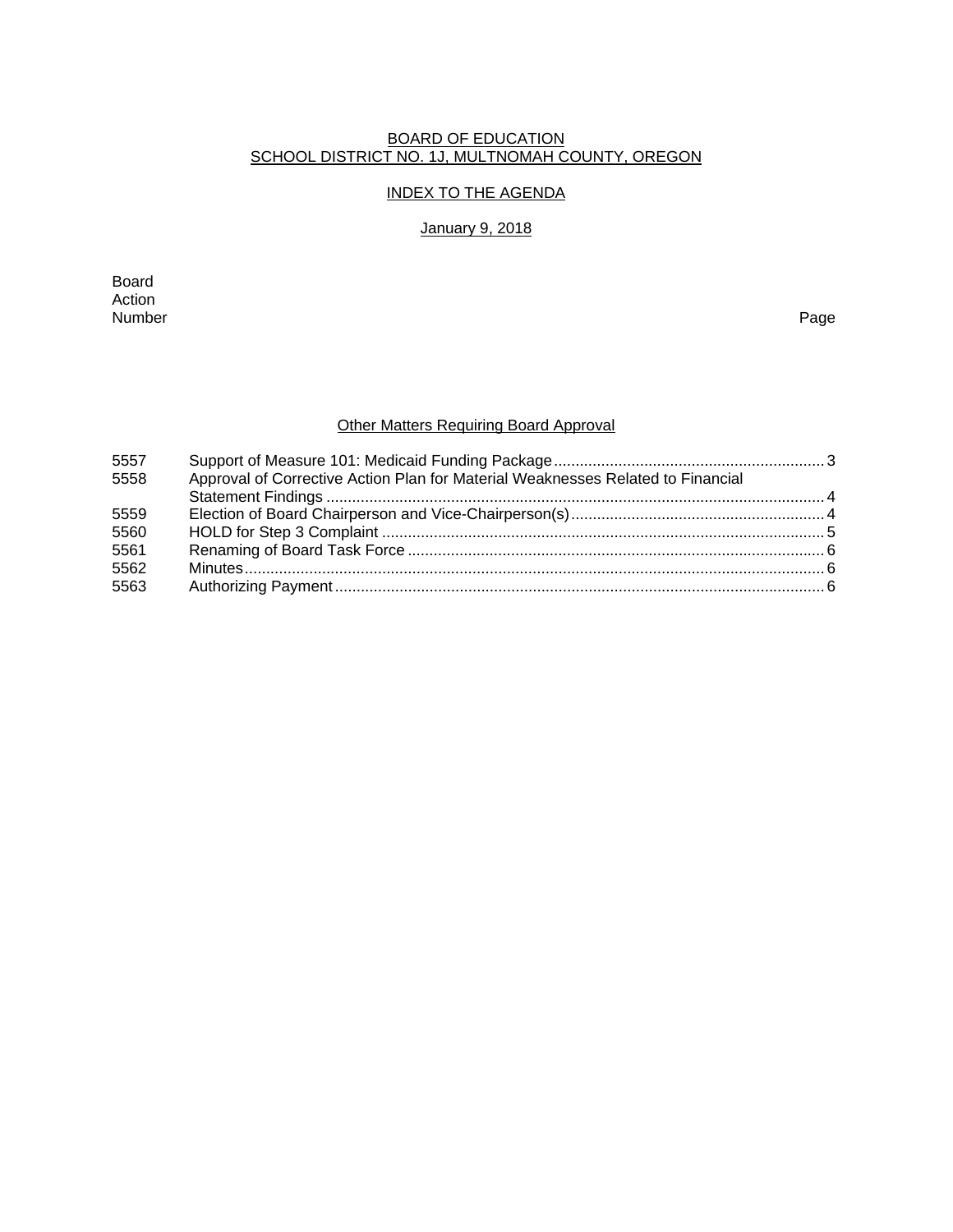BOARD OF EDUCATION
SCHOOL DISTRICT NO. 1J, MULTNOMAH COUNTY, OREGON

INDEX TO THE AGENDA

January 9, 2018

| Board Action Number | | Page |
|---|---|---|

## Other Matters Requiring Board Approval

| | | |
|---|---|---|
| 5557 | Support of Measure 101: Medicaid Funding Package | 3 |
| 5558 | Approval of Corrective Action Plan for Material Weaknesses Related to Financial Statement Findings | 4 |
| 5559 | Election of Board Chairperson and Vice-Chairperson(s) | 4 |
| 5560 | HOLD for Step 3 Complaint | 5 |
| 5561 | Renaming of Board Task Force | 6 |
| 5562 | Minutes | 6 |
| 5563 | Authorizing Payment | 6 |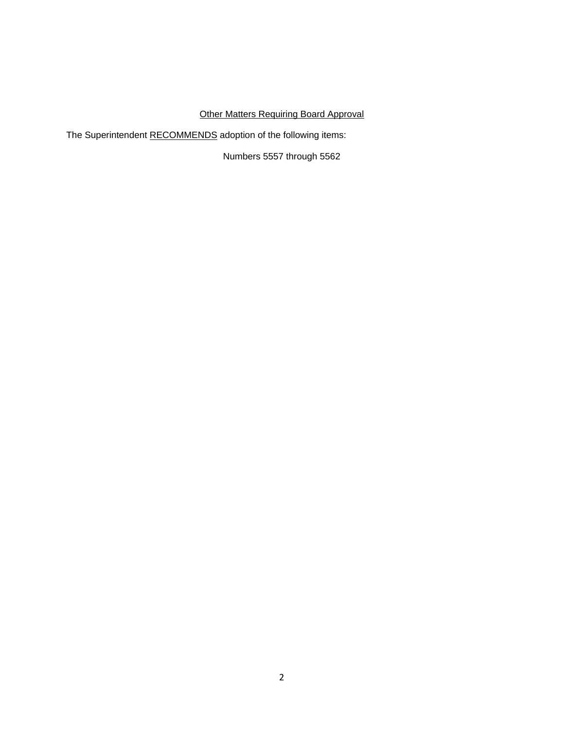<u>Other Matters Requiring Board Approval</u>

The Superintendent <u>RECOMMENDS</u> adoption of the following items:

Numbers 5557 through 5562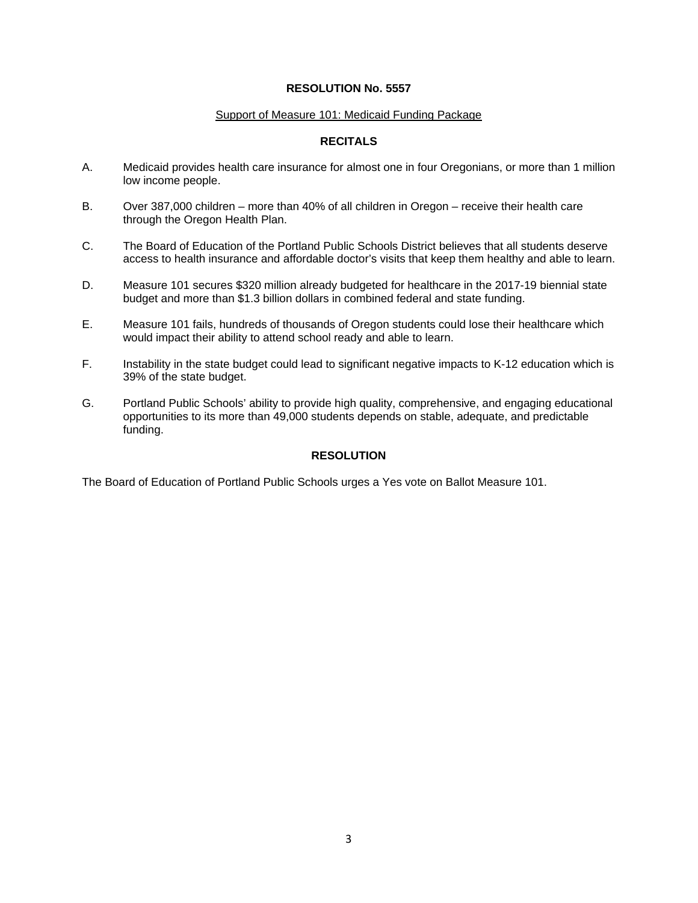**RESOLUTION No. 5557**

Support of Measure 101: Medicaid Funding Package

**RECITALS**

A. Medicaid provides health care insurance for almost one in four Oregonians, or more than 1 million low income people.

B. Over 387,000 children – more than 40% of all children in Oregon – receive their health care through the Oregon Health Plan.

C. The Board of Education of the Portland Public Schools District believes that all students deserve access to health insurance and affordable doctor's visits that keep them healthy and able to learn.

D. Measure 101 secures $320 million already budgeted for healthcare in the 2017-19 biennial state budget and more than $1.3 billion dollars in combined federal and state funding.

E. Measure 101 fails, hundreds of thousands of Oregon students could lose their healthcare which would impact their ability to attend school ready and able to learn.

F. Instability in the state budget could lead to significant negative impacts to K-12 education which is 39% of the state budget.

G. Portland Public Schools' ability to provide high quality, comprehensive, and engaging educational opportunities to its more than 49,000 students depends on stable, adequate, and predictable funding.

**RESOLUTION**

The Board of Education of Portland Public Schools urges a Yes vote on Ballot Measure 101.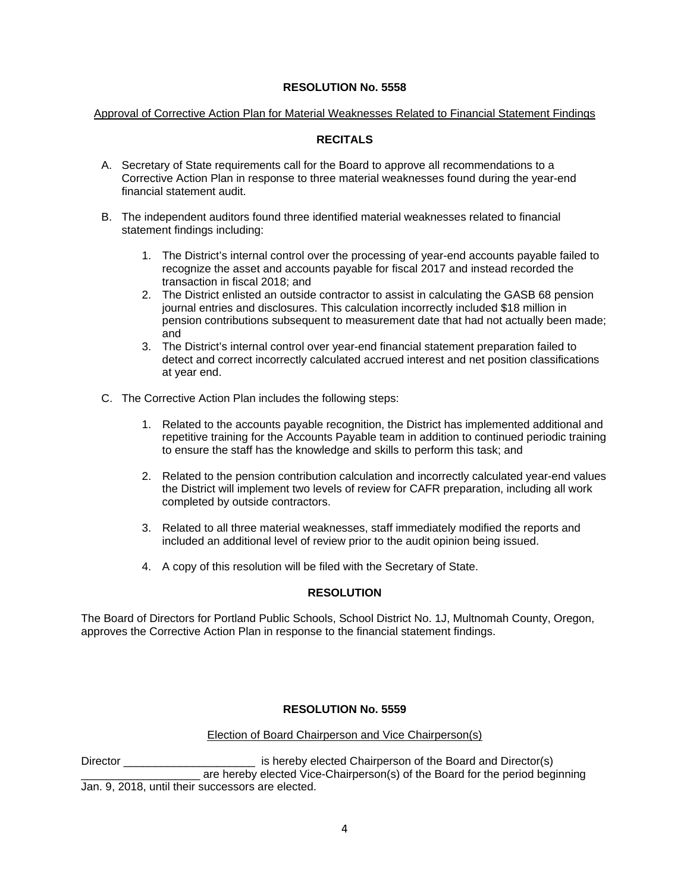**RESOLUTION No. 5558**

Approval of Corrective Action Plan for Material Weaknesses Related to Financial Statement Findings

**RECITALS**

A. Secretary of State requirements call for the Board to approve all recommendations to a Corrective Action Plan in response to three material weaknesses found during the year-end financial statement audit.

B. The independent auditors found three identified material weaknesses related to financial statement findings including:

   1. The District's internal control over the processing of year-end accounts payable failed to recognize the asset and accounts payable for fiscal 2017 and instead recorded the transaction in fiscal 2018; and
   2. The District enlisted an outside contractor to assist in calculating the GASB 68 pension journal entries and disclosures. This calculation incorrectly included $18 million in pension contributions subsequent to measurement date that had not actually been made; and
   3. The District's internal control over year-end financial statement preparation failed to detect and correct incorrectly calculated accrued interest and net position classifications at year end.

C. The Corrective Action Plan includes the following steps:

   1. Related to the accounts payable recognition, the District has implemented additional and repetitive training for the Accounts Payable team in addition to continued periodic training to ensure the staff has the knowledge and skills to perform this task; and

   2. Related to the pension contribution calculation and incorrectly calculated year-end values the District will implement two levels of review for CAFR preparation, including all work completed by outside contractors.

   3. Related to all three material weaknesses, staff immediately modified the reports and included an additional level of review prior to the audit opinion being issued.

   4. A copy of this resolution will be filed with the Secretary of State.

**RESOLUTION**

The Board of Directors for Portland Public Schools, School District No. 1J, Multnomah County, Oregon, approves the Corrective Action Plan in response to the financial statement findings.

**RESOLUTION No. 5559**

Election of Board Chairperson and Vice Chairperson(s)

Director _____________________ is hereby elected Chairperson of the Board and Director(s) ___________________ are hereby elected Vice-Chairperson(s) of the Board for the period beginning Jan. 9, 2018, until their successors are elected.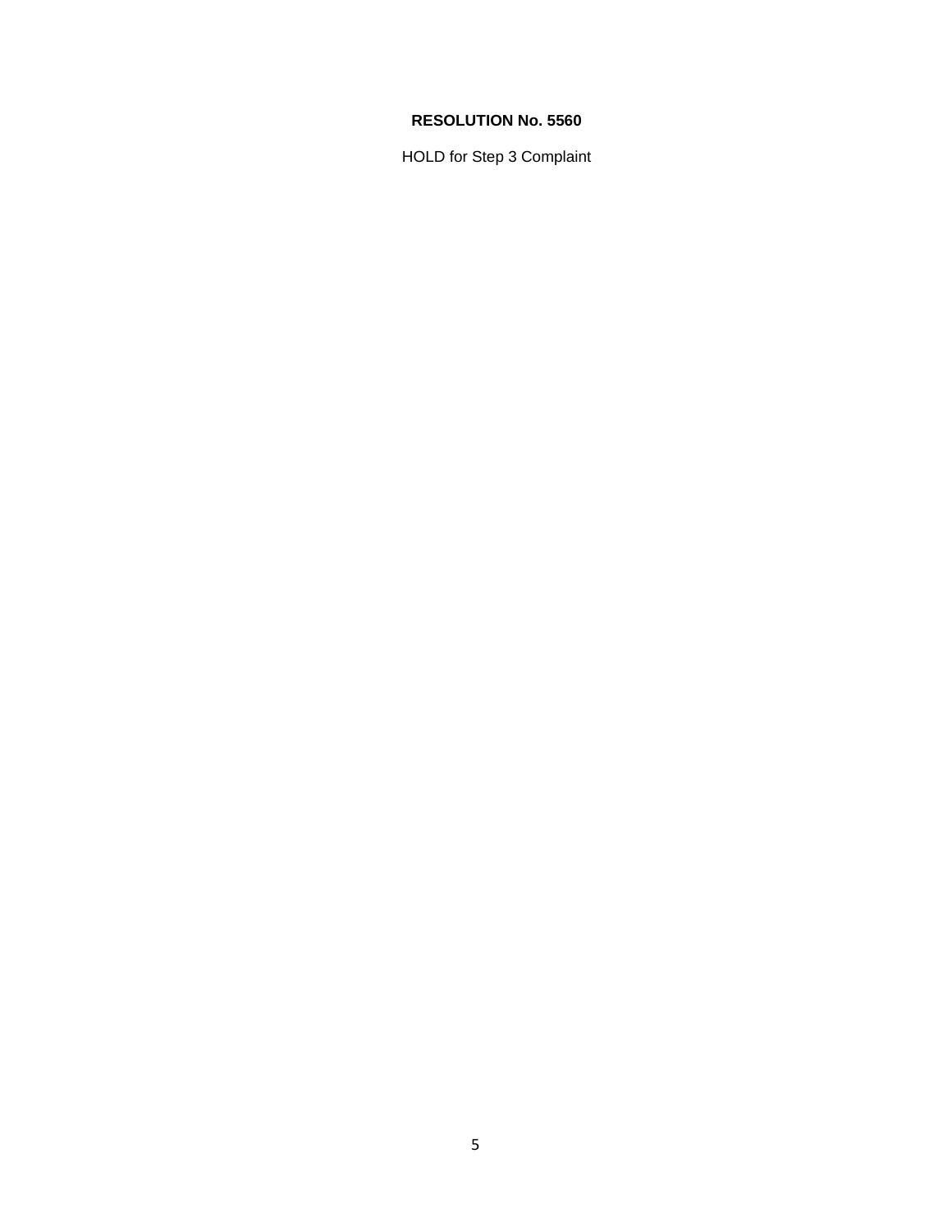**RESOLUTION No. 5560**

HOLD for Step 3 Complaint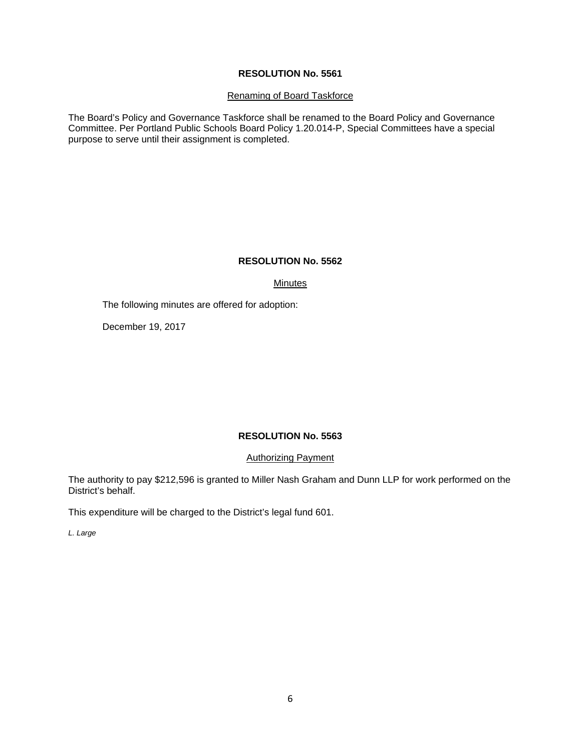**RESOLUTION No. 5561**

Renaming of Board Taskforce

The Board's Policy and Governance Taskforce shall be renamed to the Board Policy and Governance Committee. Per Portland Public Schools Board Policy 1.20.014-P, Special Committees have a special purpose to serve until their assignment is completed.

**RESOLUTION No. 5562**

Minutes

The following minutes are offered for adoption:

December 19, 2017

**RESOLUTION No. 5563**

Authorizing Payment

The authority to pay $212,596 is granted to Miller Nash Graham and Dunn LLP for work performed on the District's behalf.

This expenditure will be charged to the District's legal fund 601.

*L. Large*